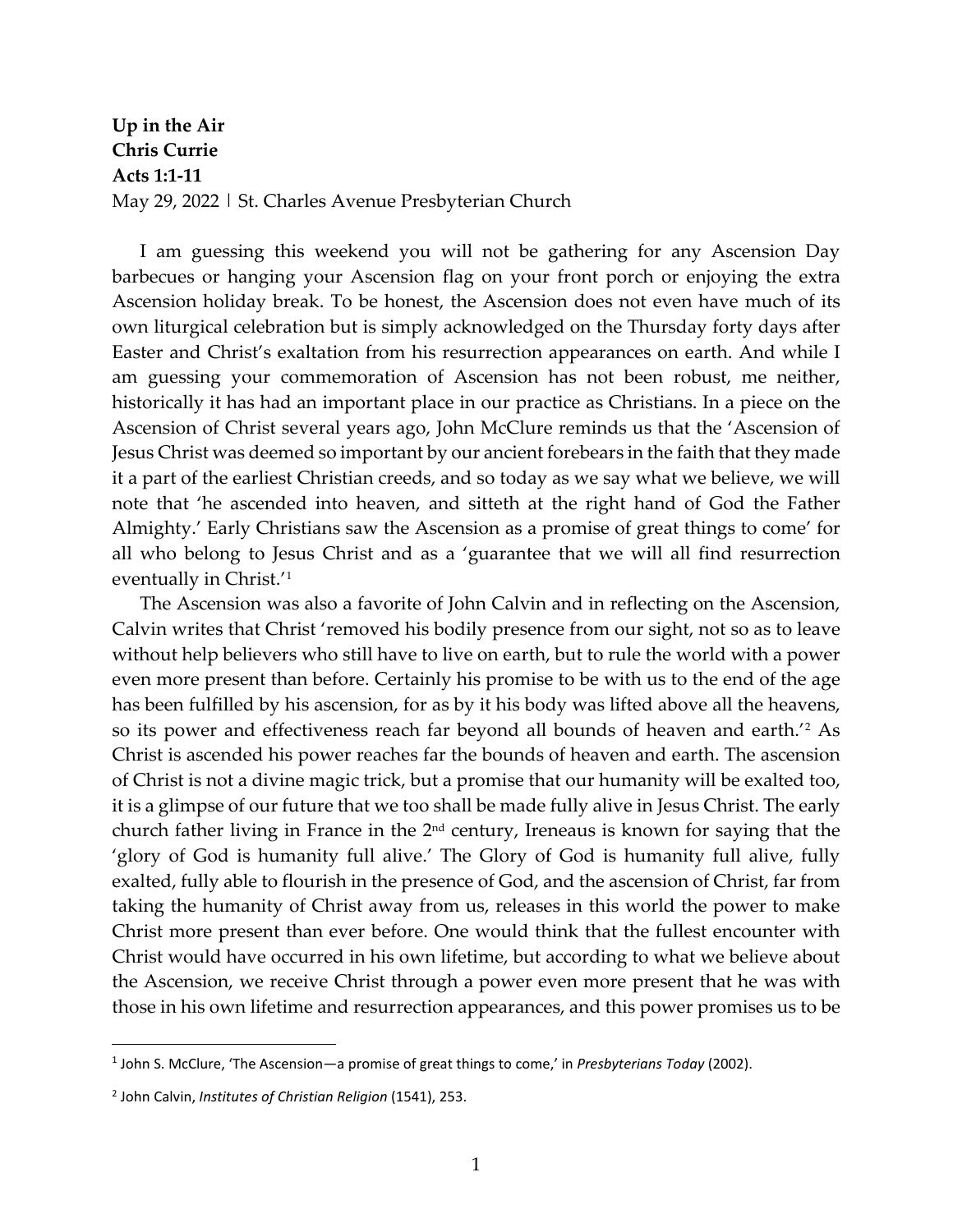**Up in the Air**
**Chris Currie**
**Acts 1:1-11**
May 29, 2022 | St. Charles Avenue Presbyterian Church

I am guessing this weekend you will not be gathering for any Ascension Day barbecues or hanging your Ascension flag on your front porch or enjoying the extra Ascension holiday break. To be honest, the Ascension does not even have much of its own liturgical celebration but is simply acknowledged on the Thursday forty days after Easter and Christ's exaltation from his resurrection appearances on earth. And while I am guessing your commemoration of Ascension has not been robust, me neither, historically it has had an important place in our practice as Christians. In a piece on the Ascension of Christ several years ago, John McClure reminds us that the 'Ascension of Jesus Christ was deemed so important by our ancient forebears in the faith that they made it a part of the earliest Christian creeds, and so today as we say what we believe, we will note that 'he ascended into heaven, and sitteth at the right hand of God the Father Almighty.' Early Christians saw the Ascension as a promise of great things to come' for all who belong to Jesus Christ and as a 'guarantee that we will all find resurrection eventually in Christ.'[1]

The Ascension was also a favorite of John Calvin and in reflecting on the Ascension, Calvin writes that Christ 'removed his bodily presence from our sight, not so as to leave without help believers who still have to live on earth, but to rule the world with a power even more present than before. Certainly his promise to be with us to the end of the age has been fulfilled by his ascension, for as by it his body was lifted above all the heavens, so its power and effectiveness reach far beyond all bounds of heaven and earth.'[2] As Christ is ascended his power reaches far the bounds of heaven and earth. The ascension of Christ is not a divine magic trick, but a promise that our humanity will be exalted too, it is a glimpse of our future that we too shall be made fully alive in Jesus Christ. The early church father living in France in the 2nd century, Ireneaus is known for saying that the 'glory of God is humanity full alive.' The Glory of God is humanity full alive, fully exalted, fully able to flourish in the presence of God, and the ascension of Christ, far from taking the humanity of Christ away from us, releases in this world the power to make Christ more present than ever before. One would think that the fullest encounter with Christ would have occurred in his own lifetime, but according to what we believe about the Ascension, we receive Christ through a power even more present that he was with those in his own lifetime and resurrection appearances, and this power promises us to be

---

[1] John S. McClure, 'The Ascension—a promise of great things to come,' in *Presbyterians Today* (2002).

[2] John Calvin, *Institutes of Christian Religion* (1541), 253.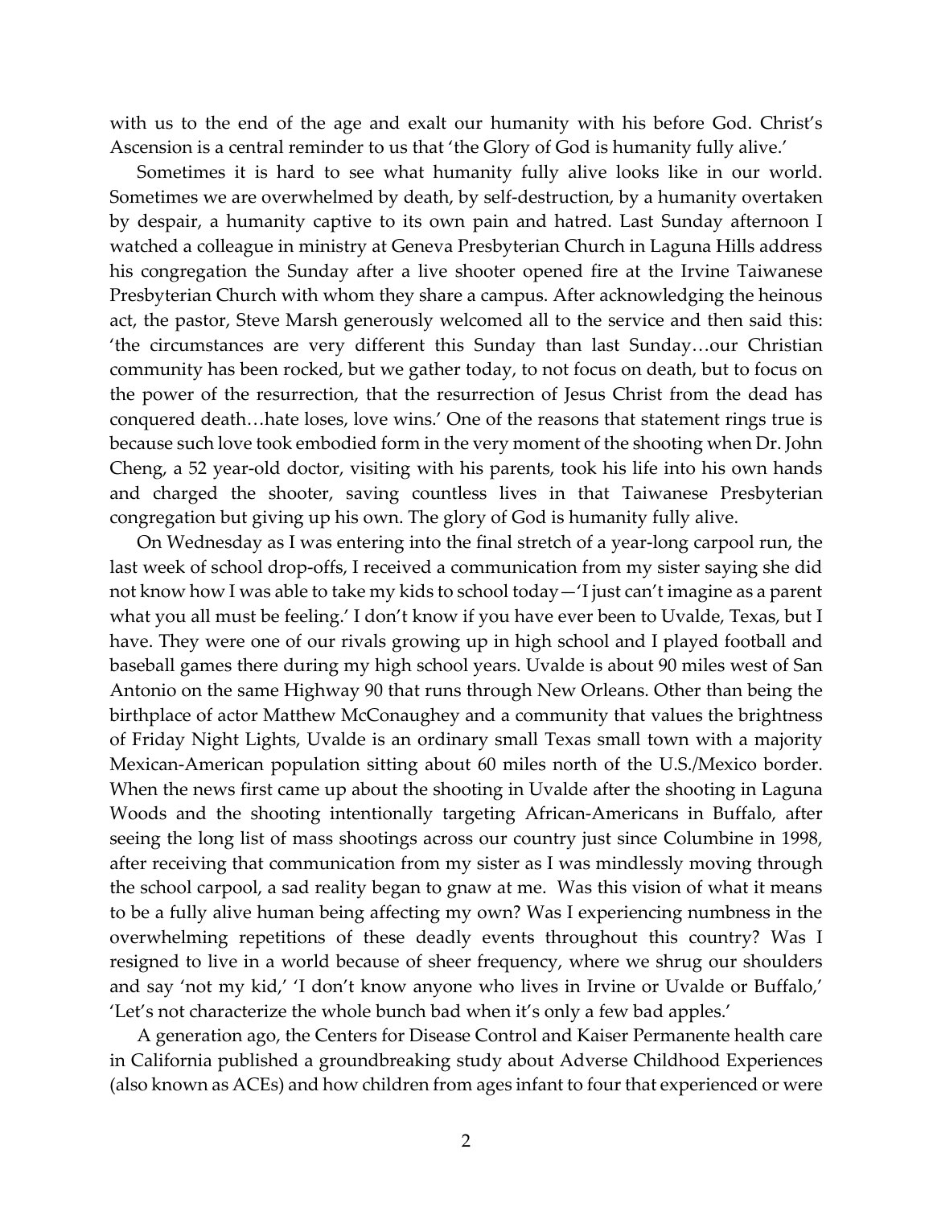with us to the end of the age and exalt our humanity with his before God. Christ's Ascension is a central reminder to us that 'the Glory of God is humanity fully alive.'

Sometimes it is hard to see what humanity fully alive looks like in our world. Sometimes we are overwhelmed by death, by self-destruction, by a humanity overtaken by despair, a humanity captive to its own pain and hatred. Last Sunday afternoon I watched a colleague in ministry at Geneva Presbyterian Church in Laguna Hills address his congregation the Sunday after a live shooter opened fire at the Irvine Taiwanese Presbyterian Church with whom they share a campus. After acknowledging the heinous act, the pastor, Steve Marsh generously welcomed all to the service and then said this: 'the circumstances are very different this Sunday than last Sunday…our Christian community has been rocked, but we gather today, to not focus on death, but to focus on the power of the resurrection, that the resurrection of Jesus Christ from the dead has conquered death…hate loses, love wins.' One of the reasons that statement rings true is because such love took embodied form in the very moment of the shooting when Dr. John Cheng, a 52 year-old doctor, visiting with his parents, took his life into his own hands and charged the shooter, saving countless lives in that Taiwanese Presbyterian congregation but giving up his own. The glory of God is humanity fully alive.

On Wednesday as I was entering into the final stretch of a year-long carpool run, the last week of school drop-offs, I received a communication from my sister saying she did not know how I was able to take my kids to school today—'I just can't imagine as a parent what you all must be feeling.' I don't know if you have ever been to Uvalde, Texas, but I have. They were one of our rivals growing up in high school and I played football and baseball games there during my high school years. Uvalde is about 90 miles west of San Antonio on the same Highway 90 that runs through New Orleans. Other than being the birthplace of actor Matthew McConaughey and a community that values the brightness of Friday Night Lights, Uvalde is an ordinary small Texas small town with a majority Mexican-American population sitting about 60 miles north of the U.S./Mexico border. When the news first came up about the shooting in Uvalde after the shooting in Laguna Woods and the shooting intentionally targeting African-Americans in Buffalo, after seeing the long list of mass shootings across our country just since Columbine in 1998, after receiving that communication from my sister as I was mindlessly moving through the school carpool, a sad reality began to gnaw at me. Was this vision of what it means to be a fully alive human being affecting my own? Was I experiencing numbness in the overwhelming repetitions of these deadly events throughout this country? Was I resigned to live in a world because of sheer frequency, where we shrug our shoulders and say 'not my kid,' 'I don't know anyone who lives in Irvine or Uvalde or Buffalo,' 'Let's not characterize the whole bunch bad when it's only a few bad apples.'

A generation ago, the Centers for Disease Control and Kaiser Permanente health care in California published a groundbreaking study about Adverse Childhood Experiences (also known as ACEs) and how children from ages infant to four that experienced or were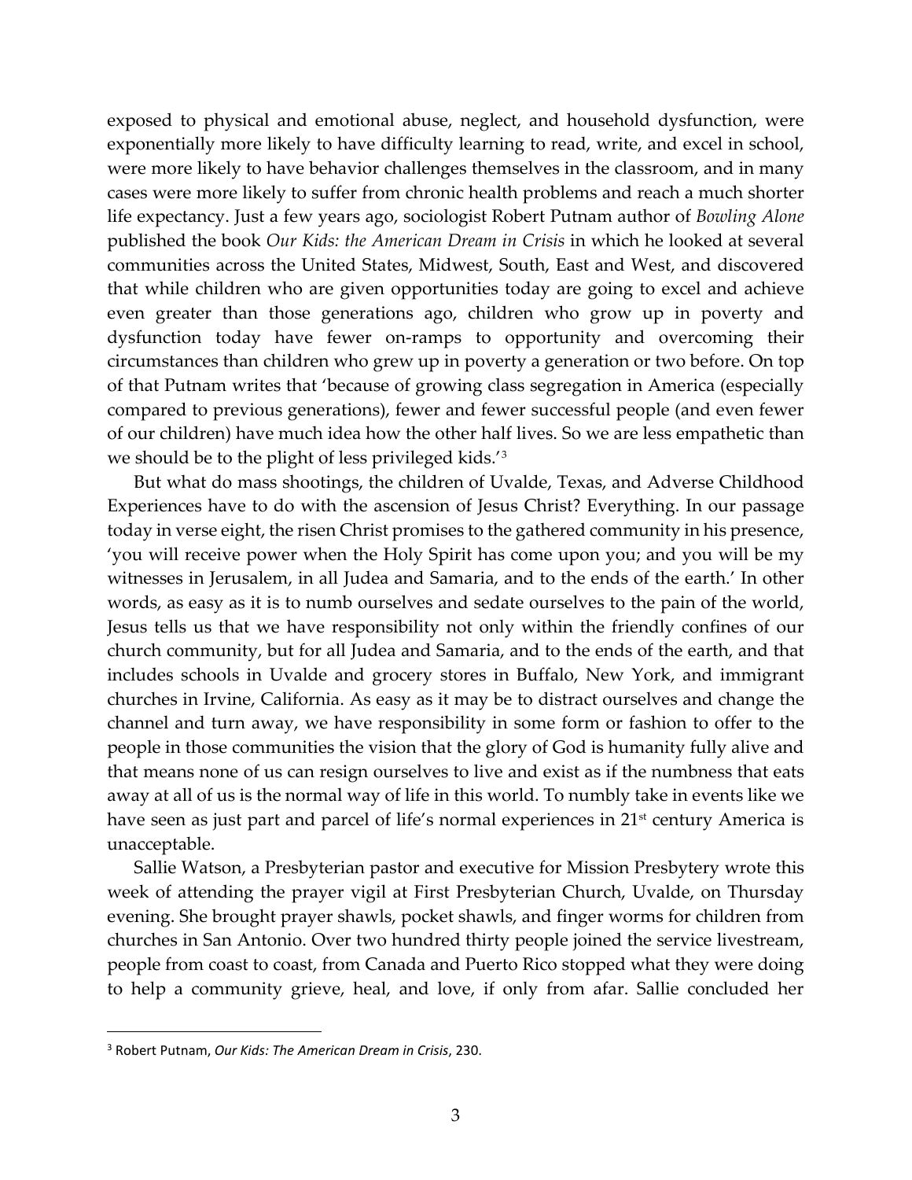exposed to physical and emotional abuse, neglect, and household dysfunction, were exponentially more likely to have difficulty learning to read, write, and excel in school, were more likely to have behavior challenges themselves in the classroom, and in many cases were more likely to suffer from chronic health problems and reach a much shorter life expectancy. Just a few years ago, sociologist Robert Putnam author of *Bowling Alone* published the book *Our Kids: the American Dream in Crisis* in which he looked at several communities across the United States, Midwest, South, East and West, and discovered that while children who are given opportunities today are going to excel and achieve even greater than those generations ago, children who grow up in poverty and dysfunction today have fewer on-ramps to opportunity and overcoming their circumstances than children who grew up in poverty a generation or two before. On top of that Putnam writes that 'because of growing class segregation in America (especially compared to previous generations), fewer and fewer successful people (and even fewer of our children) have much idea how the other half lives. So we are less empathetic than we should be to the plight of less privileged kids.'[3]

But what do mass shootings, the children of Uvalde, Texas, and Adverse Childhood Experiences have to do with the ascension of Jesus Christ? Everything. In our passage today in verse eight, the risen Christ promises to the gathered community in his presence, 'you will receive power when the Holy Spirit has come upon you; and you will be my witnesses in Jerusalem, in all Judea and Samaria, and to the ends of the earth.' In other words, as easy as it is to numb ourselves and sedate ourselves to the pain of the world, Jesus tells us that we have responsibility not only within the friendly confines of our church community, but for all Judea and Samaria, and to the ends of the earth, and that includes schools in Uvalde and grocery stores in Buffalo, New York, and immigrant churches in Irvine, California. As easy as it may be to distract ourselves and change the channel and turn away, we have responsibility in some form or fashion to offer to the people in those communities the vision that the glory of God is humanity fully alive and that means none of us can resign ourselves to live and exist as if the numbness that eats away at all of us is the normal way of life in this world. To numbly take in events like we have seen as just part and parcel of life's normal experiences in 21st century America is unacceptable.

Sallie Watson, a Presbyterian pastor and executive for Mission Presbytery wrote this week of attending the prayer vigil at First Presbyterian Church, Uvalde, on Thursday evening. She brought prayer shawls, pocket shawls, and finger worms for children from churches in San Antonio. Over two hundred thirty people joined the service livestream, people from coast to coast, from Canada and Puerto Rico stopped what they were doing to help a community grieve, heal, and love, if only from afar. Sallie concluded her

---

[3] Robert Putnam, *Our Kids: The American Dream in Crisis*, 230.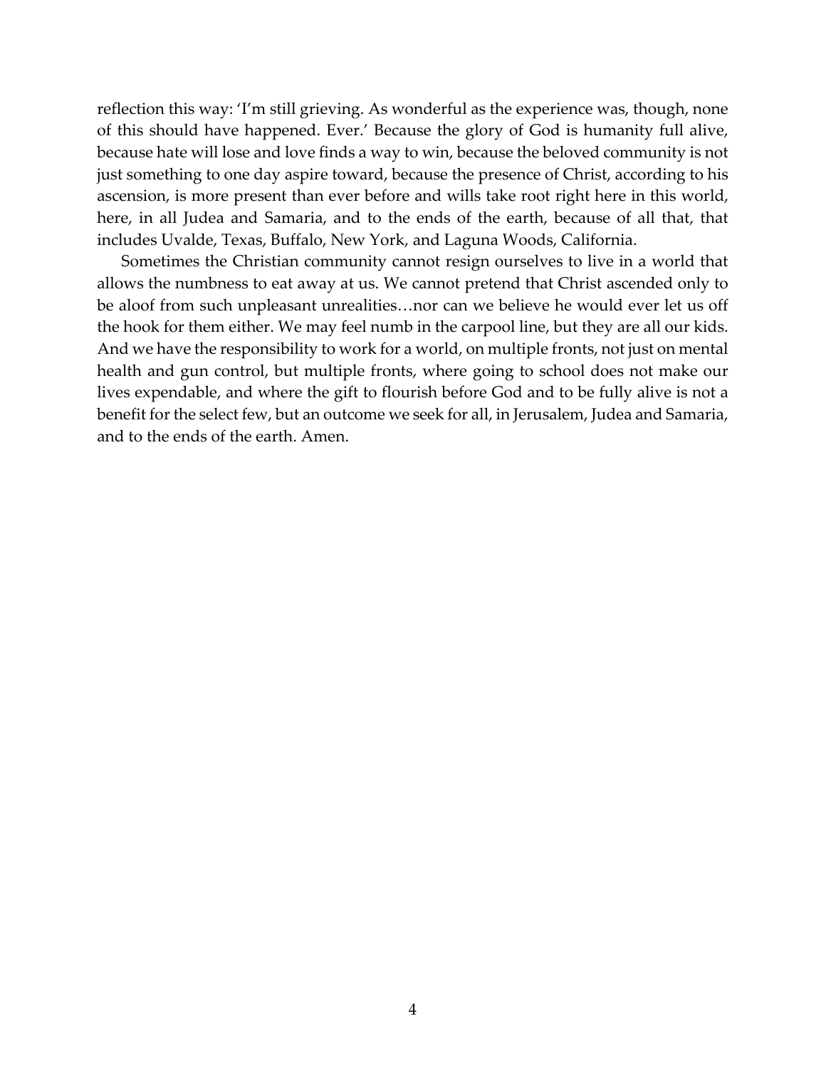reflection this way: 'I'm still grieving. As wonderful as the experience was, though, none of this should have happened. Ever.' Because the glory of God is humanity full alive, because hate will lose and love finds a way to win, because the beloved community is not just something to one day aspire toward, because the presence of Christ, according to his ascension, is more present than ever before and wills take root right here in this world, here, in all Judea and Samaria, and to the ends of the earth, because of all that, that includes Uvalde, Texas, Buffalo, New York, and Laguna Woods, California.

Sometimes the Christian community cannot resign ourselves to live in a world that allows the numbness to eat away at us. We cannot pretend that Christ ascended only to be aloof from such unpleasant unrealities…nor can we believe he would ever let us off the hook for them either. We may feel numb in the carpool line, but they are all our kids. And we have the responsibility to work for a world, on multiple fronts, not just on mental health and gun control, but multiple fronts, where going to school does not make our lives expendable, and where the gift to flourish before God and to be fully alive is not a benefit for the select few, but an outcome we seek for all, in Jerusalem, Judea and Samaria, and to the ends of the earth. Amen.